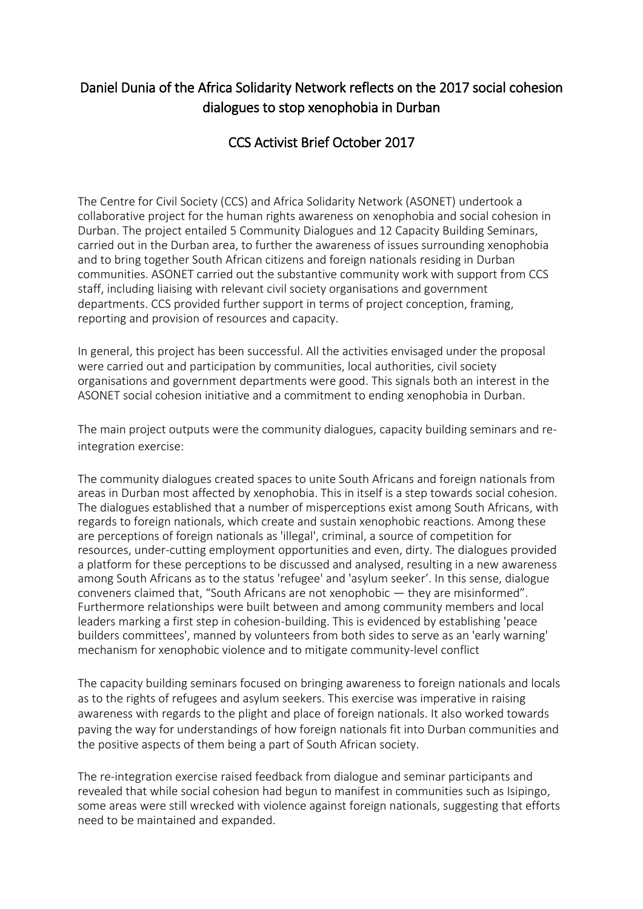# Daniel Dunia of the Africa Solidarity Network reflects on the 2017 social cohesion dialogues to stop xenophobia in Durban

## CCS Activist Brief October 2017

The Centre for Civil Society (CCS) and Africa Solidarity Network (ASONET) undertook a collaborative project for the human rights awareness on xenophobia and social cohesion in Durban. The project entailed 5 Community Dialogues and 12 Capacity Building Seminars, carried out in the Durban area, to further the awareness of issues surrounding xenophobia and to bring together South African citizens and foreign nationals residing in Durban communities. ASONET carried out the substantive community work with support from CCS staff, including liaising with relevant civil society organisations and government departments. CCS provided further support in terms of project conception, framing, reporting and provision of resources and capacity.

In general, this project has been successful. All the activities envisaged under the proposal were carried out and participation by communities, local authorities, civil society organisations and government departments were good. This signals both an interest in the ASONET social cohesion initiative and a commitment to ending xenophobia in Durban.

The main project outputs were the community dialogues, capacity building seminars and re-integration exercise:

The community dialogues created spaces to unite South Africans and foreign nationals from areas in Durban most affected by xenophobia. This in itself is a step towards social cohesion. The dialogues established that a number of misperceptions exist among South Africans, with regards to foreign nationals, which create and sustain xenophobic reactions. Among these are perceptions of foreign nationals as 'illegal', criminal, a source of competition for resources, under-cutting employment opportunities and even, dirty. The dialogues provided a platform for these perceptions to be discussed and analysed, resulting in a new awareness among South Africans as to the status 'refugee' and 'asylum seeker'. In this sense, dialogue conveners claimed that, "South Africans are not xenophobic — they are misinformed". Furthermore relationships were built between and among community members and local leaders marking a first step in cohesion-building. This is evidenced by establishing 'peace builders committees', manned by volunteers from both sides to serve as an 'early warning' mechanism for xenophobic violence and to mitigate community-level conflict

The capacity building seminars focused on bringing awareness to foreign nationals and locals as to the rights of refugees and asylum seekers. This exercise was imperative in raising awareness with regards to the plight and place of foreign nationals. It also worked towards paving the way for understandings of how foreign nationals fit into Durban communities and the positive aspects of them being a part of South African society.

The re-integration exercise raised feedback from dialogue and seminar participants and revealed that while social cohesion had begun to manifest in communities such as Isipingo, some areas were still wrecked with violence against foreign nationals, suggesting that efforts need to be maintained and expanded.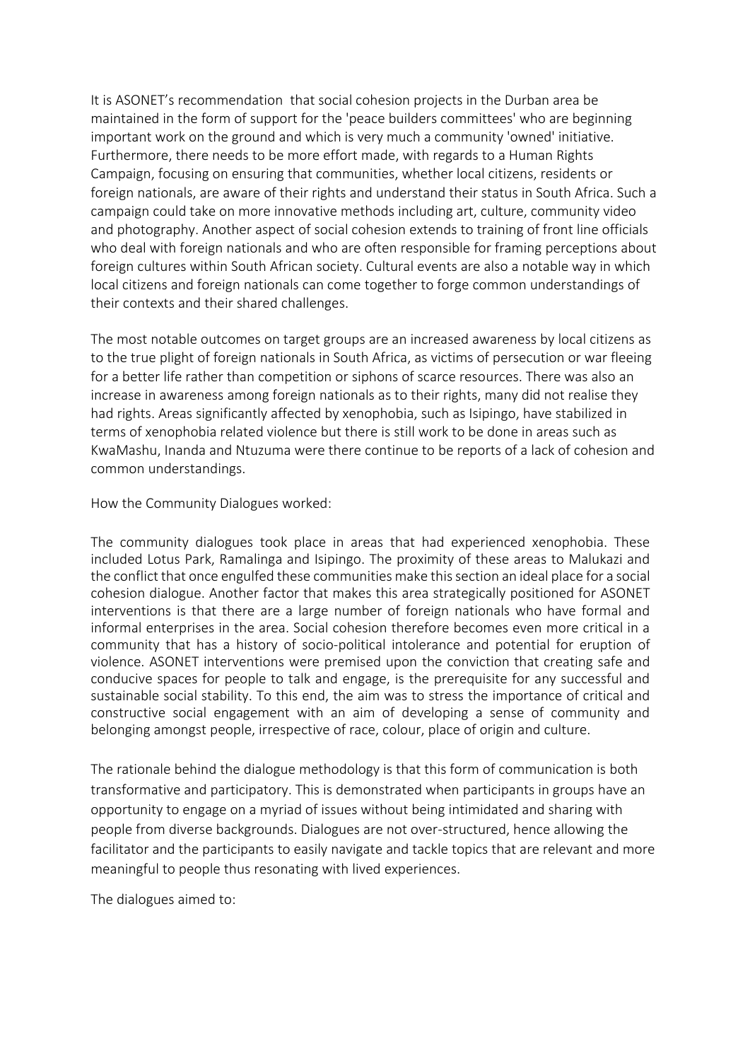It is ASONET's recommendation  that social cohesion projects in the Durban area be maintained in the form of support for the 'peace builders committees' who are beginning important work on the ground and which is very much a community 'owned' initiative. Furthermore, there needs to be more effort made, with regards to a Human Rights Campaign, focusing on ensuring that communities, whether local citizens, residents or foreign nationals, are aware of their rights and understand their status in South Africa. Such a campaign could take on more innovative methods including art, culture, community video and photography. Another aspect of social cohesion extends to training of front line officials who deal with foreign nationals and who are often responsible for framing perceptions about foreign cultures within South African society. Cultural events are also a notable way in which local citizens and foreign nationals can come together to forge common understandings of their contexts and their shared challenges.

The most notable outcomes on target groups are an increased awareness by local citizens as to the true plight of foreign nationals in South Africa, as victims of persecution or war fleeing for a better life rather than competition or siphons of scarce resources. There was also an increase in awareness among foreign nationals as to their rights, many did not realise they had rights. Areas significantly affected by xenophobia, such as Isipingo, have stabilized in terms of xenophobia related violence but there is still work to be done in areas such as KwaMashu, Inanda and Ntuzuma were there continue to be reports of a lack of cohesion and common understandings.

How the Community Dialogues worked:

The community dialogues took place in areas that had experienced xenophobia. These included Lotus Park, Ramalinga and Isipingo. The proximity of these areas to Malukazi and the conflict that once engulfed these communities make this section an ideal place for a social cohesion dialogue. Another factor that makes this area strategically positioned for ASONET interventions is that there are a large number of foreign nationals who have formal and informal enterprises in the area. Social cohesion therefore becomes even more critical in a community that has a history of socio-political intolerance and potential for eruption of violence. ASONET interventions were premised upon the conviction that creating safe and conducive spaces for people to talk and engage, is the prerequisite for any successful and sustainable social stability. To this end, the aim was to stress the importance of critical and constructive social engagement with an aim of developing a sense of community and belonging amongst people, irrespective of race, colour, place of origin and culture.

The rationale behind the dialogue methodology is that this form of communication is both transformative and participatory. This is demonstrated when participants in groups have an opportunity to engage on a myriad of issues without being intimidated and sharing with people from diverse backgrounds. Dialogues are not over-structured, hence allowing the facilitator and the participants to easily navigate and tackle topics that are relevant and more meaningful to people thus resonating with lived experiences.

The dialogues aimed to: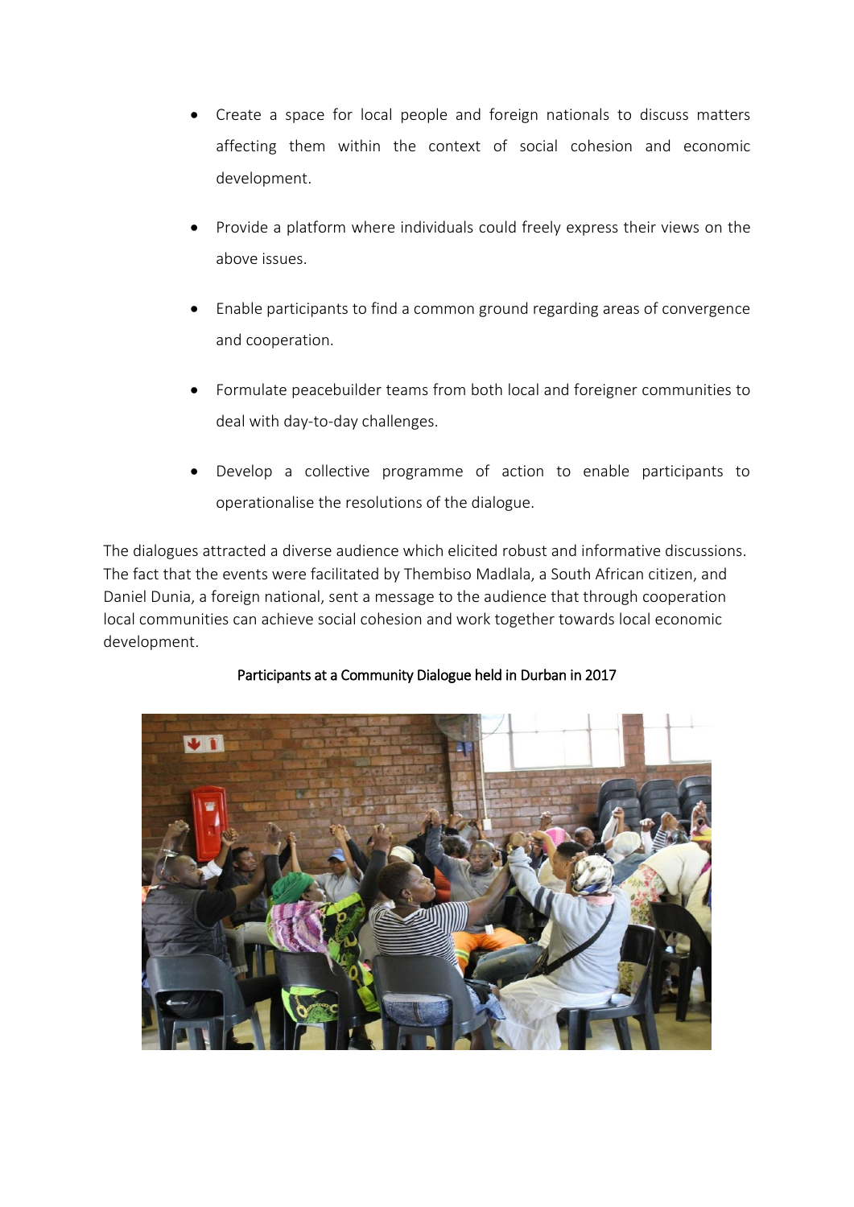- Create a space for local people and foreign nationals to discuss matters affecting them within the context of social cohesion and economic development.
- Provide a platform where individuals could freely express their views on the above issues.
- Enable participants to find a common ground regarding areas of convergence and cooperation.
- Formulate peacebuilder teams from both local and foreigner communities to deal with day-to-day challenges.
- Develop a collective programme of action to enable participants to operationalise the resolutions of the dialogue.

The dialogues attracted a diverse audience which elicited robust and informative discussions. The fact that the events were facilitated by Thembiso Madlala, a South African citizen, and Daniel Dunia, a foreign national, sent a message to the audience that through cooperation local communities can achieve social cohesion and work together towards local economic development.

Participants at a Community Dialogue held in Durban in 2017